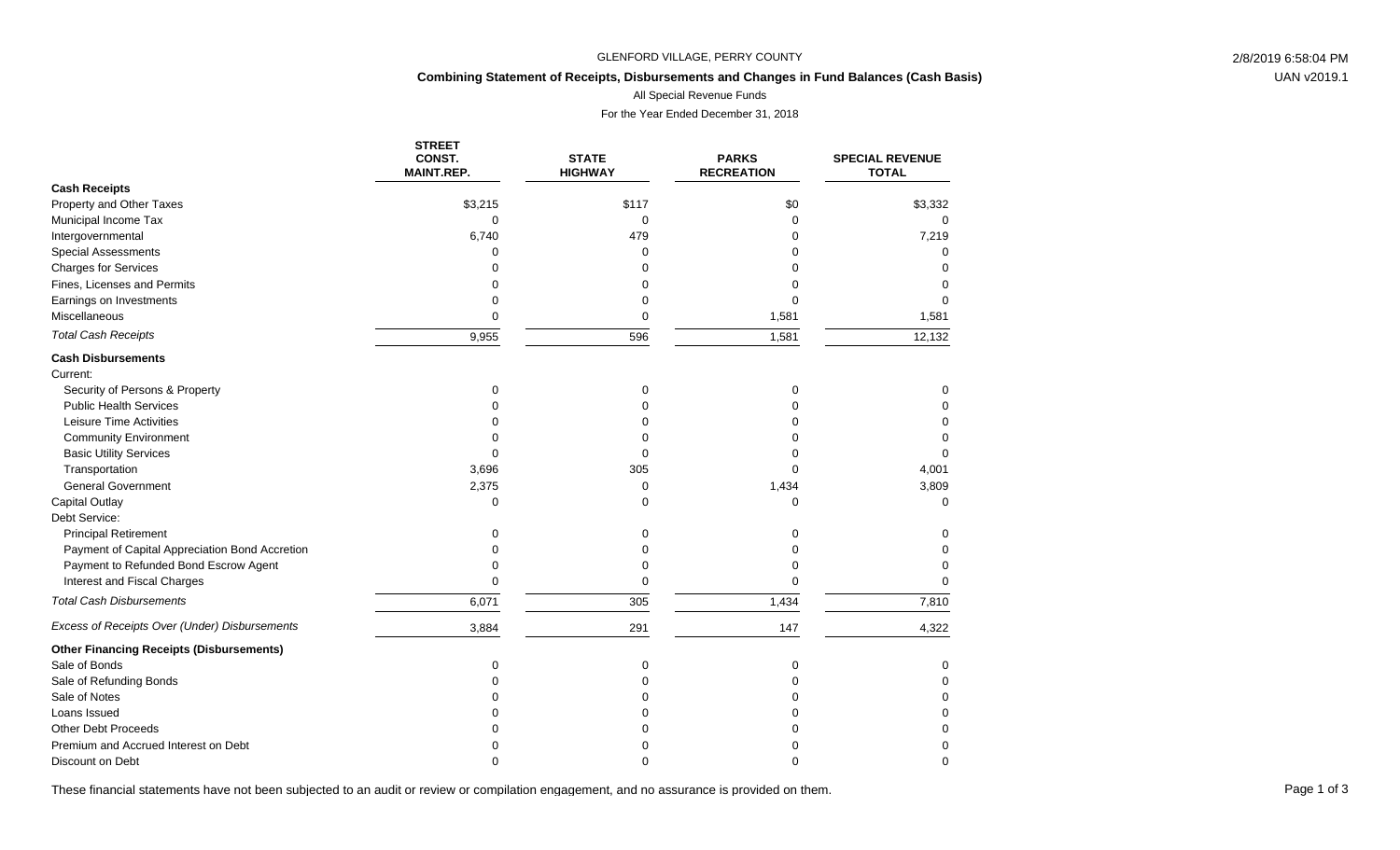GLENFORD VILLAGE, PERRY COUNTY

**Combining Statement of Receipts, Disbursements and Changes in Fund Balances (Cash Basis)**

All Special Revenue Funds

For the Year Ended December 31, 2018

| | STREET CONST. MAINT.REP. | STATE HIGHWAY | PARKS RECREATION | SPECIAL REVENUE TOTAL |
|---|---|---|---|---|
| **Cash Receipts** | | | | |
| Property and Other Taxes | $3,215 | $117 | $0 | $3,332 |
| Municipal Income Tax | 0 | 0 | 0 | 0 |
| Intergovernmental | 6,740 | 479 | 0 | 7,219 |
| Special Assessments | 0 | 0 | 0 | 0 |
| Charges for Services | 0 | 0 | 0 | 0 |
| Fines, Licenses and Permits | 0 | 0 | 0 | 0 |
| Earnings on Investments | 0 | 0 | 0 | 0 |
| Miscellaneous | 0 | 0 | 1,581 | 1,581 |
| *Total Cash Receipts* | 9,955 | 596 | 1,581 | 12,132 |
| **Cash Disbursements** | | | | |
| Current: | | | | |
| Security of Persons & Property | 0 | 0 | 0 | 0 |
| Public Health Services | 0 | 0 | 0 | 0 |
| Leisure Time Activities | 0 | 0 | 0 | 0 |
| Community Environment | 0 | 0 | 0 | 0 |
| Basic Utility Services | 0 | 0 | 0 | 0 |
| Transportation | 3,696 | 305 | 0 | 4,001 |
| General Government | 2,375 | 0 | 1,434 | 3,809 |
| Capital Outlay | 0 | 0 | 0 | 0 |
| Debt Service: | | | | |
| Principal Retirement | 0 | 0 | 0 | 0 |
| Payment of Capital Appreciation Bond Accretion | 0 | 0 | 0 | 0 |
| Payment to Refunded Bond Escrow Agent | 0 | 0 | 0 | 0 |
| Interest and Fiscal Charges | 0 | 0 | 0 | 0 |
| *Total Cash Disbursements* | 6,071 | 305 | 1,434 | 7,810 |
| *Excess of Receipts Over (Under) Disbursements* | 3,884 | 291 | 147 | 4,322 |
| **Other Financing Receipts (Disbursements)** | | | | |
| Sale of Bonds | 0 | 0 | 0 | 0 |
| Sale of Refunding Bonds | 0 | 0 | 0 | 0 |
| Sale of Notes | 0 | 0 | 0 | 0 |
| Loans Issued | 0 | 0 | 0 | 0 |
| Other Debt Proceeds | 0 | 0 | 0 | 0 |
| Premium and Accrued Interest on Debt | 0 | 0 | 0 | 0 |
| Discount on Debt | 0 | 0 | 0 | 0 |

These financial statements have not been subjected to an audit or review or compilation engagement, and no assurance is provided on them.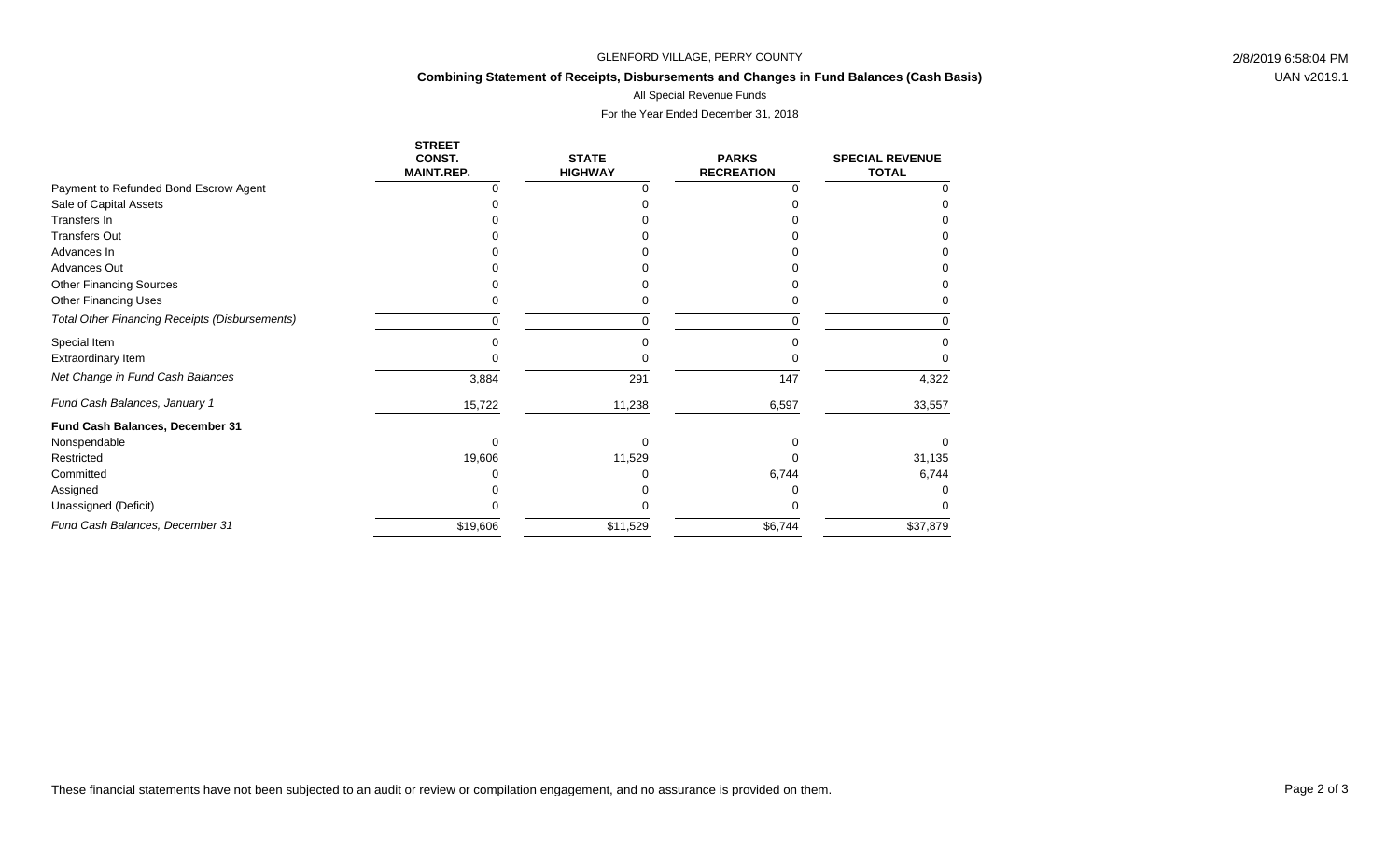GLENFORD VILLAGE, PERRY COUNTY

## Combining Statement of Receipts, Disbursements and Changes in Fund Balances (Cash Basis)

All Special Revenue Funds

For the Year Ended December 31, 2018

| | STREET CONST. MAINT.REP. | STATE HIGHWAY | PARKS RECREATION | SPECIAL REVENUE TOTAL |
|---|---|---|---|---|
| Payment to Refunded Bond Escrow Agent | 0 | 0 | 0 | 0 |
| Sale of Capital Assets | 0 | 0 | 0 | 0 |
| Transfers In | 0 | 0 | 0 | 0 |
| Transfers Out | 0 | 0 | 0 | 0 |
| Advances In | 0 | 0 | 0 | 0 |
| Advances Out | 0 | 0 | 0 | 0 |
| Other Financing Sources | 0 | 0 | 0 | 0 |
| Other Financing Uses | 0 | 0 | 0 | 0 |
| *Total Other Financing Receipts (Disbursements)* | 0 | 0 | 0 | 0 |
| Special Item | 0 | 0 | 0 | 0 |
| Extraordinary Item | 0 | 0 | 0 | 0 |
| *Net Change in Fund Cash Balances* | 3,884 | 291 | 147 | 4,322 |
| *Fund Cash Balances, January 1* | 15,722 | 11,238 | 6,597 | 33,557 |
| **Fund Cash Balances, December 31** | | | | |
| Nonspendable | 0 | 0 | 0 | 0 |
| Restricted | 19,606 | 11,529 | 0 | 31,135 |
| Committed | 0 | 0 | 6,744 | 6,744 |
| Assigned | 0 | 0 | 0 | 0 |
| Unassigned (Deficit) | 0 | 0 | 0 | 0 |
| *Fund Cash Balances, December 31* | $19,606 | $11,529 | $6,744 | $37,879 |

These financial statements have not been subjected to an audit or review or compilation engagement, and no assurance is provided on them.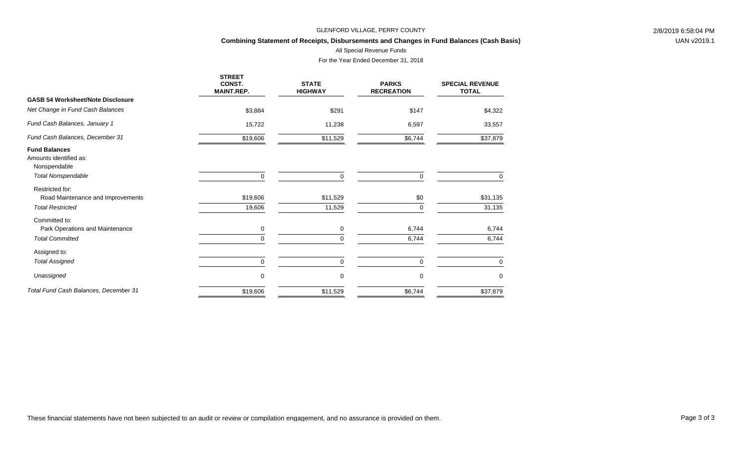GLENFORD VILLAGE, PERRY COUNTY

**Combining Statement of Receipts, Disbursements and Changes in Fund Balances (Cash Basis)**

All Special Revenue Funds

For the Year Ended December 31, 2018

| | STREET CONST. MAINT.REP. | STATE HIGHWAY | PARKS RECREATION | SPECIAL REVENUE TOTAL |
|---|---|---|---|---|
| **GASB 54 Worksheet/Note Disclosure** | | | | |
| *Net Change in Fund Cash Balances* | $3,884 | $291 | $147 | $4,322 |
| *Fund Cash Balances, January 1* | 15,722 | 11,238 | 6,597 | 33,557 |
| *Fund Cash Balances, December 31* | $19,606 | $11,529 | $6,744 | $37,879 |
| **Fund Balances** | | | | |
| Amounts identified as: | | | | |
| Nonspendable | | | | |
| *Total Nonspendable* | 0 | 0 | 0 | 0 |
| Restricted for: | | | | |
| Road Maintenance and Improvements | $19,606 | $11,529 | $0 | $31,135 |
| *Total Restricted* | 19,606 | 11,529 | 0 | 31,135 |
| Committed to: | | | | |
| Park Operations and Maintenance | 0 | 0 | 6,744 | 6,744 |
| *Total Committed* | 0 | 0 | 6,744 | 6,744 |
| Assigned to: | | | | |
| *Total Assigned* | 0 | 0 | 0 | 0 |
| *Unassigned* | 0 | 0 | 0 | 0 |
| *Total Fund Cash Balances, December 31* | $19,606 | $11,529 | $6,744 | $37,879 |

These financial statements have not been subjected to an audit or review or compilation engagement, and no assurance is provided on them.